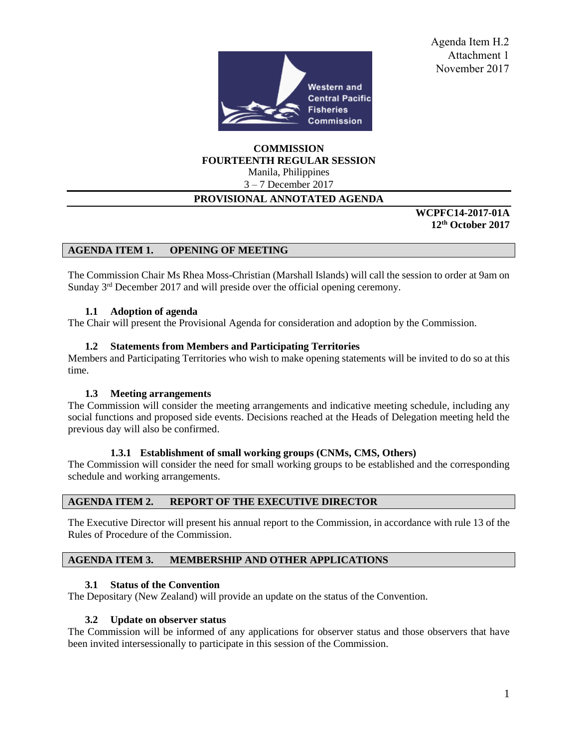Agenda Item H.2
Attachment 1
November 2017

**COMMISSION**
**FOURTEENTH REGULAR SESSION**
Manila, Philippines
3 – 7 December 2017

**PROVISIONAL ANNOTATED AGENDA**

**WCPFC14-2017-01A**
**12th October 2017**

## AGENDA ITEM 1. OPENING OF MEETING

The Commission Chair Ms Rhea Moss-Christian (Marshall Islands) will call the session to order at 9am on Sunday 3rd December 2017 and will preside over the official opening ceremony.

### 1.1 Adoption of agenda

The Chair will present the Provisional Agenda for consideration and adoption by the Commission.

### 1.2 Statements from Members and Participating Territories

Members and Participating Territories who wish to make opening statements will be invited to do so at this time.

### 1.3 Meeting arrangements

The Commission will consider the meeting arrangements and indicative meeting schedule, including any social functions and proposed side events. Decisions reached at the Heads of Delegation meeting held the previous day will also be confirmed.

#### 1.3.1 Establishment of small working groups (CNMs, CMS, Others)

The Commission will consider the need for small working groups to be established and the corresponding schedule and working arrangements.

## AGENDA ITEM 2. REPORT OF THE EXECUTIVE DIRECTOR

The Executive Director will present his annual report to the Commission, in accordance with rule 13 of the Rules of Procedure of the Commission.

## AGENDA ITEM 3. MEMBERSHIP AND OTHER APPLICATIONS

### 3.1 Status of the Convention

The Depositary (New Zealand) will provide an update on the status of the Convention.

### 3.2 Update on observer status

The Commission will be informed of any applications for observer status and those observers that have been invited intersessionally to participate in this session of the Commission.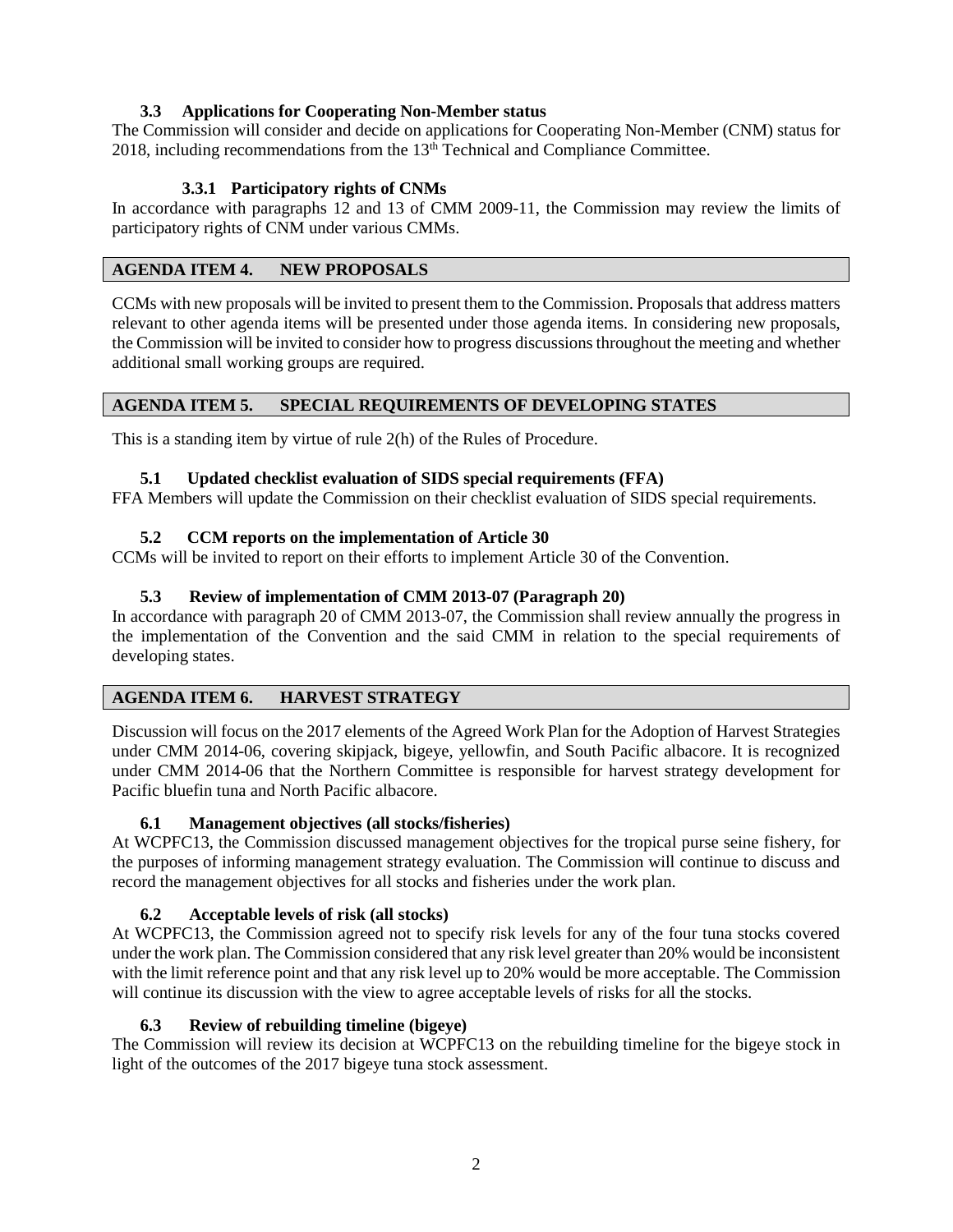### 3.3 Applications for Cooperating Non-Member status

The Commission will consider and decide on applications for Cooperating Non-Member (CNM) status for 2018, including recommendations from the 13th Technical and Compliance Committee.

#### 3.3.1 Participatory rights of CNMs

In accordance with paragraphs 12 and 13 of CMM 2009-11, the Commission may review the limits of participatory rights of CNM under various CMMs.

## AGENDA ITEM 4. NEW PROPOSALS

CCMs with new proposals will be invited to present them to the Commission. Proposals that address matters relevant to other agenda items will be presented under those agenda items. In considering new proposals, the Commission will be invited to consider how to progress discussions throughout the meeting and whether additional small working groups are required.

## AGENDA ITEM 5. SPECIAL REQUIREMENTS OF DEVELOPING STATES

This is a standing item by virtue of rule 2(h) of the Rules of Procedure.

### 5.1 Updated checklist evaluation of SIDS special requirements (FFA)

FFA Members will update the Commission on their checklist evaluation of SIDS special requirements.

### 5.2 CCM reports on the implementation of Article 30

CCMs will be invited to report on their efforts to implement Article 30 of the Convention.

### 5.3 Review of implementation of CMM 2013-07 (Paragraph 20)

In accordance with paragraph 20 of CMM 2013-07, the Commission shall review annually the progress in the implementation of the Convention and the said CMM in relation to the special requirements of developing states.

## AGENDA ITEM 6. HARVEST STRATEGY

Discussion will focus on the 2017 elements of the Agreed Work Plan for the Adoption of Harvest Strategies under CMM 2014-06, covering skipjack, bigeye, yellowfin, and South Pacific albacore. It is recognized under CMM 2014-06 that the Northern Committee is responsible for harvest strategy development for Pacific bluefin tuna and North Pacific albacore.

### 6.1 Management objectives (all stocks/fisheries)

At WCPFC13, the Commission discussed management objectives for the tropical purse seine fishery, for the purposes of informing management strategy evaluation. The Commission will continue to discuss and record the management objectives for all stocks and fisheries under the work plan.

### 6.2 Acceptable levels of risk (all stocks)

At WCPFC13, the Commission agreed not to specify risk levels for any of the four tuna stocks covered under the work plan. The Commission considered that any risk level greater than 20% would be inconsistent with the limit reference point and that any risk level up to 20% would be more acceptable. The Commission will continue its discussion with the view to agree acceptable levels of risks for all the stocks.

### 6.3 Review of rebuilding timeline (bigeye)

The Commission will review its decision at WCPFC13 on the rebuilding timeline for the bigeye stock in light of the outcomes of the 2017 bigeye tuna stock assessment.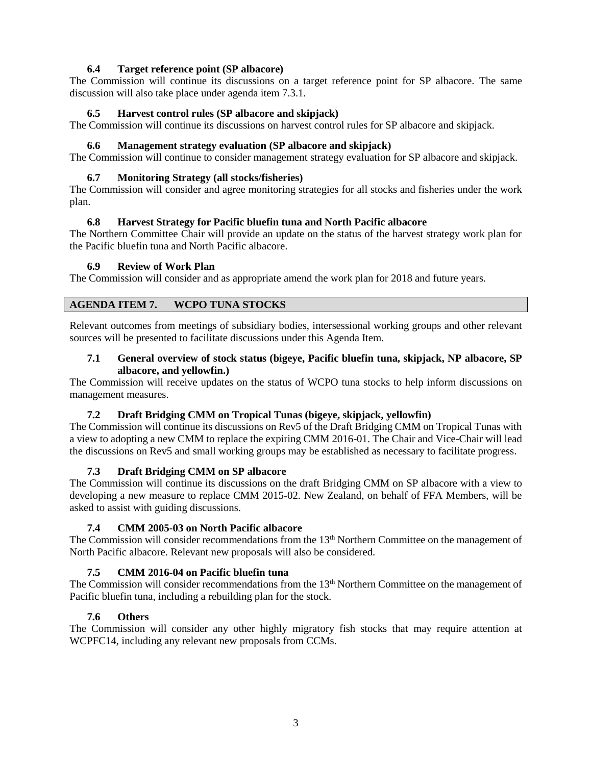### 6.4 Target reference point (SP albacore)

The Commission will continue its discussions on a target reference point for SP albacore. The same discussion will also take place under agenda item 7.3.1.

### 6.5 Harvest control rules (SP albacore and skipjack)

The Commission will continue its discussions on harvest control rules for SP albacore and skipjack.

### 6.6 Management strategy evaluation (SP albacore and skipjack)

The Commission will continue to consider management strategy evaluation for SP albacore and skipjack.

### 6.7 Monitoring Strategy (all stocks/fisheries)

The Commission will consider and agree monitoring strategies for all stocks and fisheries under the work plan.

### 6.8 Harvest Strategy for Pacific bluefin tuna and North Pacific albacore

The Northern Committee Chair will provide an update on the status of the harvest strategy work plan for the Pacific bluefin tuna and North Pacific albacore.

### 6.9 Review of Work Plan

The Commission will consider and as appropriate amend the work plan for 2018 and future years.

## AGENDA ITEM 7. WCPO TUNA STOCKS

Relevant outcomes from meetings of subsidiary bodies, intersessional working groups and other relevant sources will be presented to facilitate discussions under this Agenda Item.

### 7.1 General overview of stock status (bigeye, Pacific bluefin tuna, skipjack, NP albacore, SP albacore, and yellowfin.)

The Commission will receive updates on the status of WCPO tuna stocks to help inform discussions on management measures.

### 7.2 Draft Bridging CMM on Tropical Tunas (bigeye, skipjack, yellowfin)

The Commission will continue its discussions on Rev5 of the Draft Bridging CMM on Tropical Tunas with a view to adopting a new CMM to replace the expiring CMM 2016-01. The Chair and Vice-Chair will lead the discussions on Rev5 and small working groups may be established as necessary to facilitate progress.

### 7.3 Draft Bridging CMM on SP albacore

The Commission will continue its discussions on the draft Bridging CMM on SP albacore with a view to developing a new measure to replace CMM 2015-02. New Zealand, on behalf of FFA Members, will be asked to assist with guiding discussions.

### 7.4 CMM 2005-03 on North Pacific albacore

The Commission will consider recommendations from the 13th Northern Committee on the management of North Pacific albacore. Relevant new proposals will also be considered.

### 7.5 CMM 2016-04 on Pacific bluefin tuna

The Commission will consider recommendations from the 13th Northern Committee on the management of Pacific bluefin tuna, including a rebuilding plan for the stock.

### 7.6 Others

The Commission will consider any other highly migratory fish stocks that may require attention at WCPFC14, including any relevant new proposals from CCMs.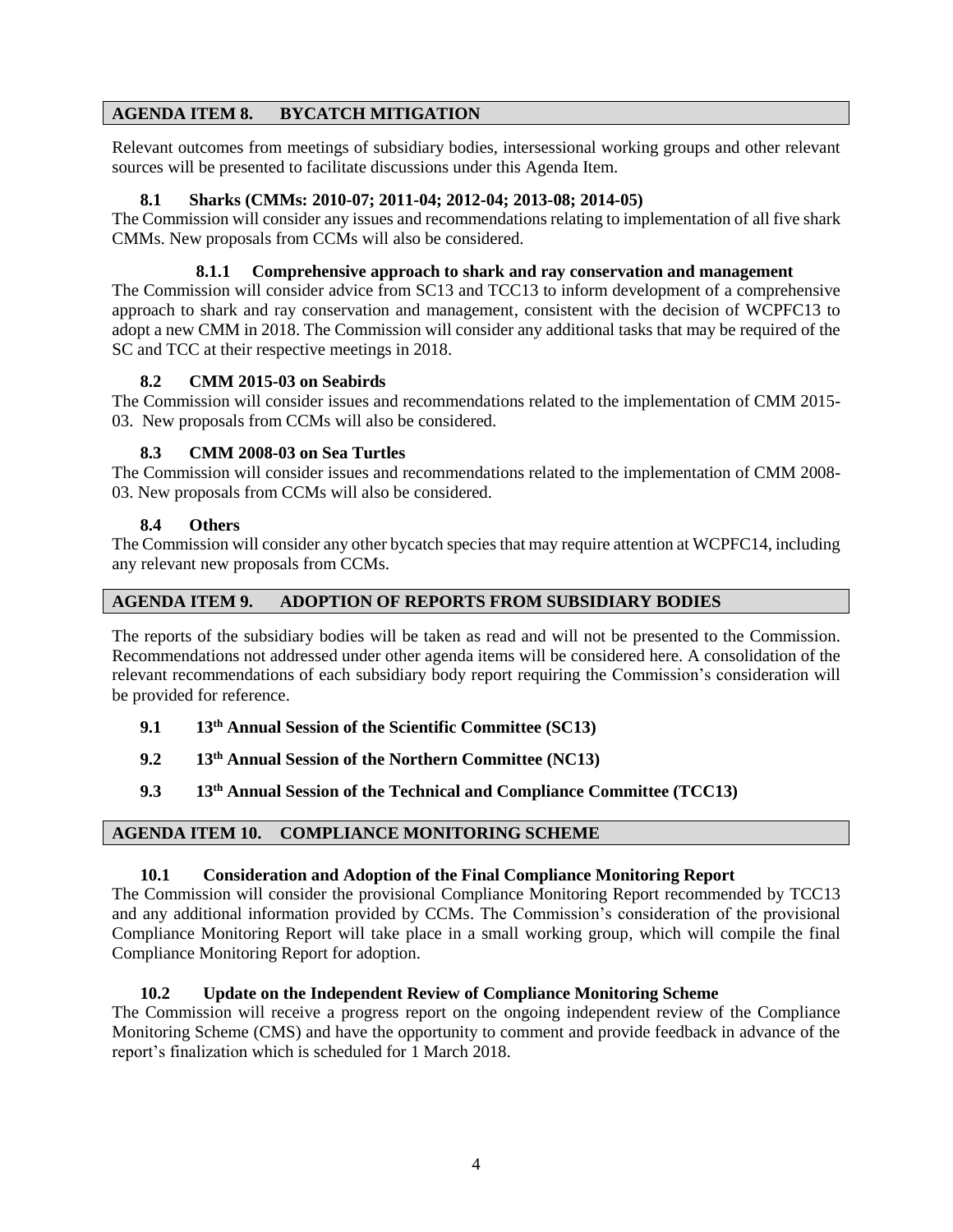## AGENDA ITEM 8. BYCATCH MITIGATION

Relevant outcomes from meetings of subsidiary bodies, intersessional working groups and other relevant sources will be presented to facilitate discussions under this Agenda Item.

### 8.1 Sharks (CMMs: 2010-07; 2011-04; 2012-04; 2013-08; 2014-05)

The Commission will consider any issues and recommendations relating to implementation of all five shark CMMs. New proposals from CCMs will also be considered.

#### 8.1.1 Comprehensive approach to shark and ray conservation and management

The Commission will consider advice from SC13 and TCC13 to inform development of a comprehensive approach to shark and ray conservation and management, consistent with the decision of WCPFC13 to adopt a new CMM in 2018. The Commission will consider any additional tasks that may be required of the SC and TCC at their respective meetings in 2018.

### 8.2 CMM 2015-03 on Seabirds

The Commission will consider issues and recommendations related to the implementation of CMM 2015-03. New proposals from CCMs will also be considered.

### 8.3 CMM 2008-03 on Sea Turtles

The Commission will consider issues and recommendations related to the implementation of CMM 2008-03. New proposals from CCMs will also be considered.

### 8.4 Others

The Commission will consider any other bycatch species that may require attention at WCPFC14, including any relevant new proposals from CCMs.

## AGENDA ITEM 9. ADOPTION OF REPORTS FROM SUBSIDIARY BODIES

The reports of the subsidiary bodies will be taken as read and will not be presented to the Commission. Recommendations not addressed under other agenda items will be considered here. A consolidation of the relevant recommendations of each subsidiary body report requiring the Commission's consideration will be provided for reference.

### 9.1 13th Annual Session of the Scientific Committee (SC13)

### 9.2 13th Annual Session of the Northern Committee (NC13)

### 9.3 13th Annual Session of the Technical and Compliance Committee (TCC13)

## AGENDA ITEM 10. COMPLIANCE MONITORING SCHEME

### 10.1 Consideration and Adoption of the Final Compliance Monitoring Report

The Commission will consider the provisional Compliance Monitoring Report recommended by TCC13 and any additional information provided by CCMs. The Commission's consideration of the provisional Compliance Monitoring Report will take place in a small working group, which will compile the final Compliance Monitoring Report for adoption.

### 10.2 Update on the Independent Review of Compliance Monitoring Scheme

The Commission will receive a progress report on the ongoing independent review of the Compliance Monitoring Scheme (CMS) and have the opportunity to comment and provide feedback in advance of the report's finalization which is scheduled for 1 March 2018.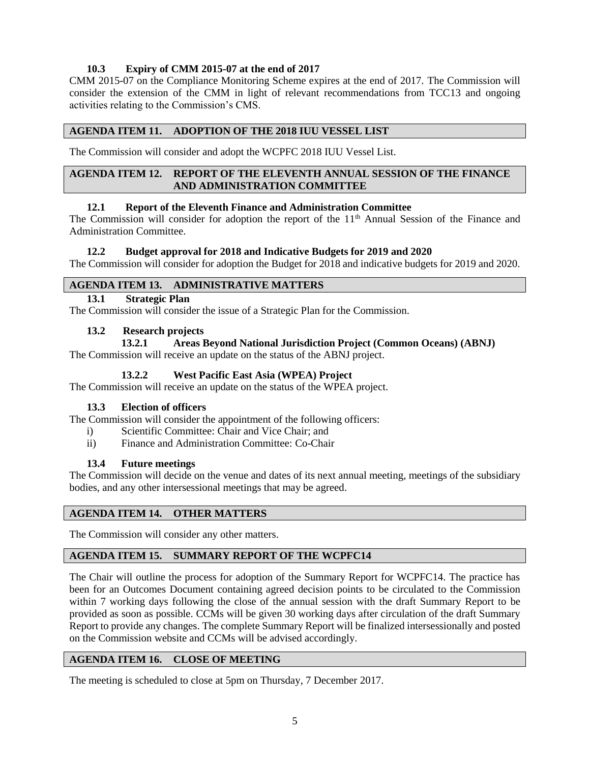### 10.3 Expiry of CMM 2015-07 at the end of 2017

CMM 2015-07 on the Compliance Monitoring Scheme expires at the end of 2017. The Commission will consider the extension of the CMM in light of relevant recommendations from TCC13 and ongoing activities relating to the Commission's CMS.

## AGENDA ITEM 11. ADOPTION OF THE 2018 IUU VESSEL LIST

The Commission will consider and adopt the WCPFC 2018 IUU Vessel List.

## AGENDA ITEM 12. REPORT OF THE ELEVENTH ANNUAL SESSION OF THE FINANCE AND ADMINISTRATION COMMITTEE

### 12.1 Report of the Eleventh Finance and Administration Committee

The Commission will consider for adoption the report of the 11th Annual Session of the Finance and Administration Committee.

### 12.2 Budget approval for 2018 and Indicative Budgets for 2019 and 2020

The Commission will consider for adoption the Budget for 2018 and indicative budgets for 2019 and 2020.

## AGENDA ITEM 13. ADMINISTRATIVE MATTERS

### 13.1 Strategic Plan

The Commission will consider the issue of a Strategic Plan for the Commission.

### 13.2 Research projects

#### 13.2.1 Areas Beyond National Jurisdiction Project (Common Oceans) (ABNJ)

The Commission will receive an update on the status of the ABNJ project.

#### 13.2.2 West Pacific East Asia (WPEA) Project

The Commission will receive an update on the status of the WPEA project.

### 13.3 Election of officers

The Commission will consider the appointment of the following officers:

i) Scientific Committee: Chair and Vice Chair; and

ii) Finance and Administration Committee: Co-Chair

### 13.4 Future meetings

The Commission will decide on the venue and dates of its next annual meeting, meetings of the subsidiary bodies, and any other intersessional meetings that may be agreed.

## AGENDA ITEM 14. OTHER MATTERS

The Commission will consider any other matters.

## AGENDA ITEM 15. SUMMARY REPORT OF THE WCPFC14

The Chair will outline the process for adoption of the Summary Report for WCPFC14. The practice has been for an Outcomes Document containing agreed decision points to be circulated to the Commission within 7 working days following the close of the annual session with the draft Summary Report to be provided as soon as possible. CCMs will be given 30 working days after circulation of the draft Summary Report to provide any changes. The complete Summary Report will be finalized intersessionally and posted on the Commission website and CCMs will be advised accordingly.

## AGENDA ITEM 16. CLOSE OF MEETING

The meeting is scheduled to close at 5pm on Thursday, 7 December 2017.